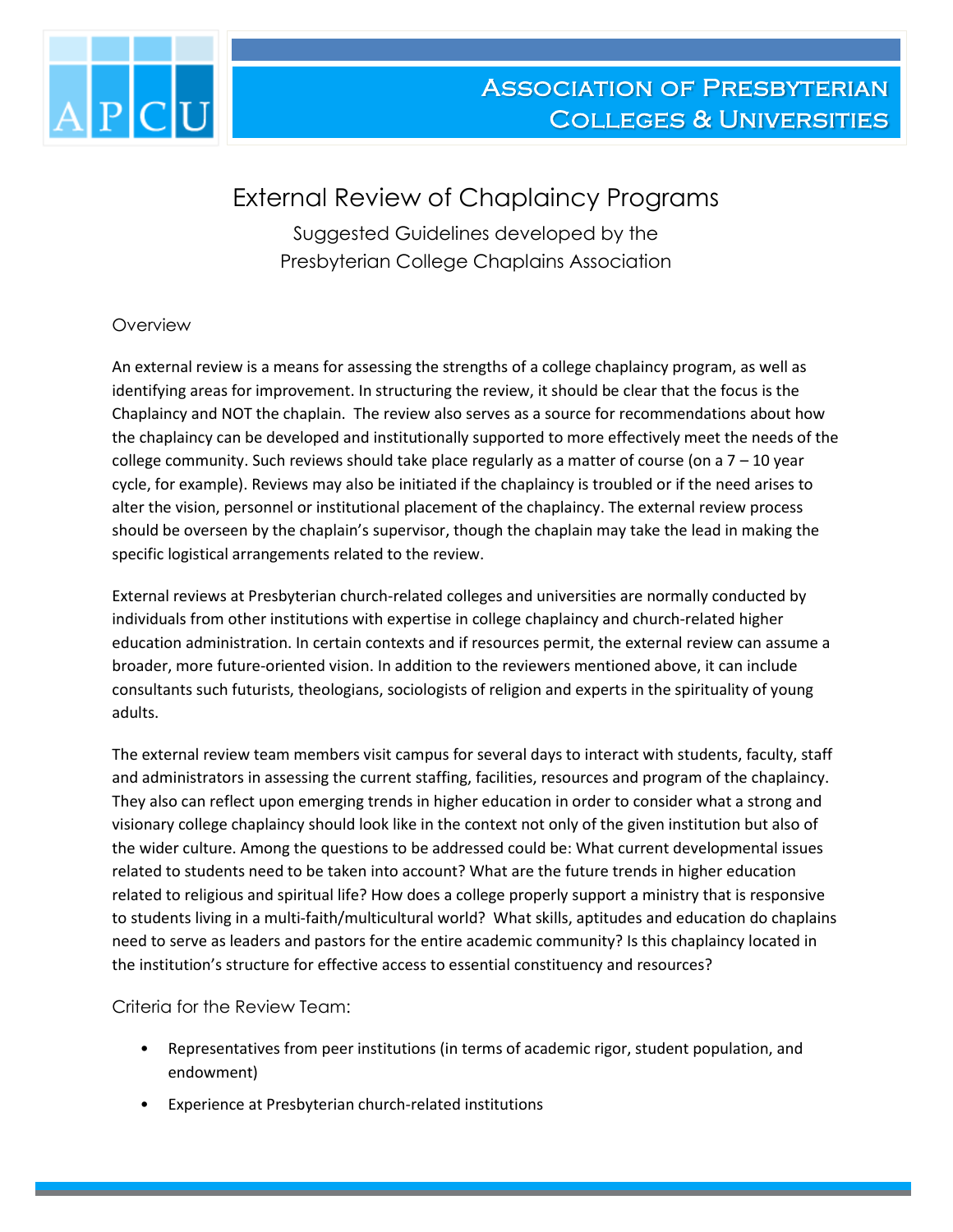# Association of Presbyterian Colleges & Universities

## External Review of Chaplaincy Programs

Suggested Guidelines developed by the
Presbyterian College Chaplains Association

### Overview

An external review is a means for assessing the strengths of a college chaplaincy program, as well as identifying areas for improvement. In structuring the review, it should be clear that the focus is the Chaplaincy and NOT the chaplain. The review also serves as a source for recommendations about how the chaplaincy can be developed and institutionally supported to more effectively meet the needs of the college community. Such reviews should take place regularly as a matter of course (on a 7 – 10 year cycle, for example). Reviews may also be initiated if the chaplaincy is troubled or if the need arises to alter the vision, personnel or institutional placement of the chaplaincy. The external review process should be overseen by the chaplain's supervisor, though the chaplain may take the lead in making the specific logistical arrangements related to the review.

External reviews at Presbyterian church-related colleges and universities are normally conducted by individuals from other institutions with expertise in college chaplaincy and church-related higher education administration. In certain contexts and if resources permit, the external review can assume a broader, more future-oriented vision. In addition to the reviewers mentioned above, it can include consultants such futurists, theologians, sociologists of religion and experts in the spirituality of young adults.

The external review team members visit campus for several days to interact with students, faculty, staff and administrators in assessing the current staffing, facilities, resources and program of the chaplaincy. They also can reflect upon emerging trends in higher education in order to consider what a strong and visionary college chaplaincy should look like in the context not only of the given institution but also of the wider culture. Among the questions to be addressed could be: What current developmental issues related to students need to be taken into account? What are the future trends in higher education related to religious and spiritual life? How does a college properly support a ministry that is responsive to students living in a multi-faith/multicultural world? What skills, aptitudes and education do chaplains need to serve as leaders and pastors for the entire academic community? Is this chaplaincy located in the institution's structure for effective access to essential constituency and resources?

### Criteria for the Review Team:

- Representatives from peer institutions (in terms of academic rigor, student population, and endowment)
- Experience at Presbyterian church-related institutions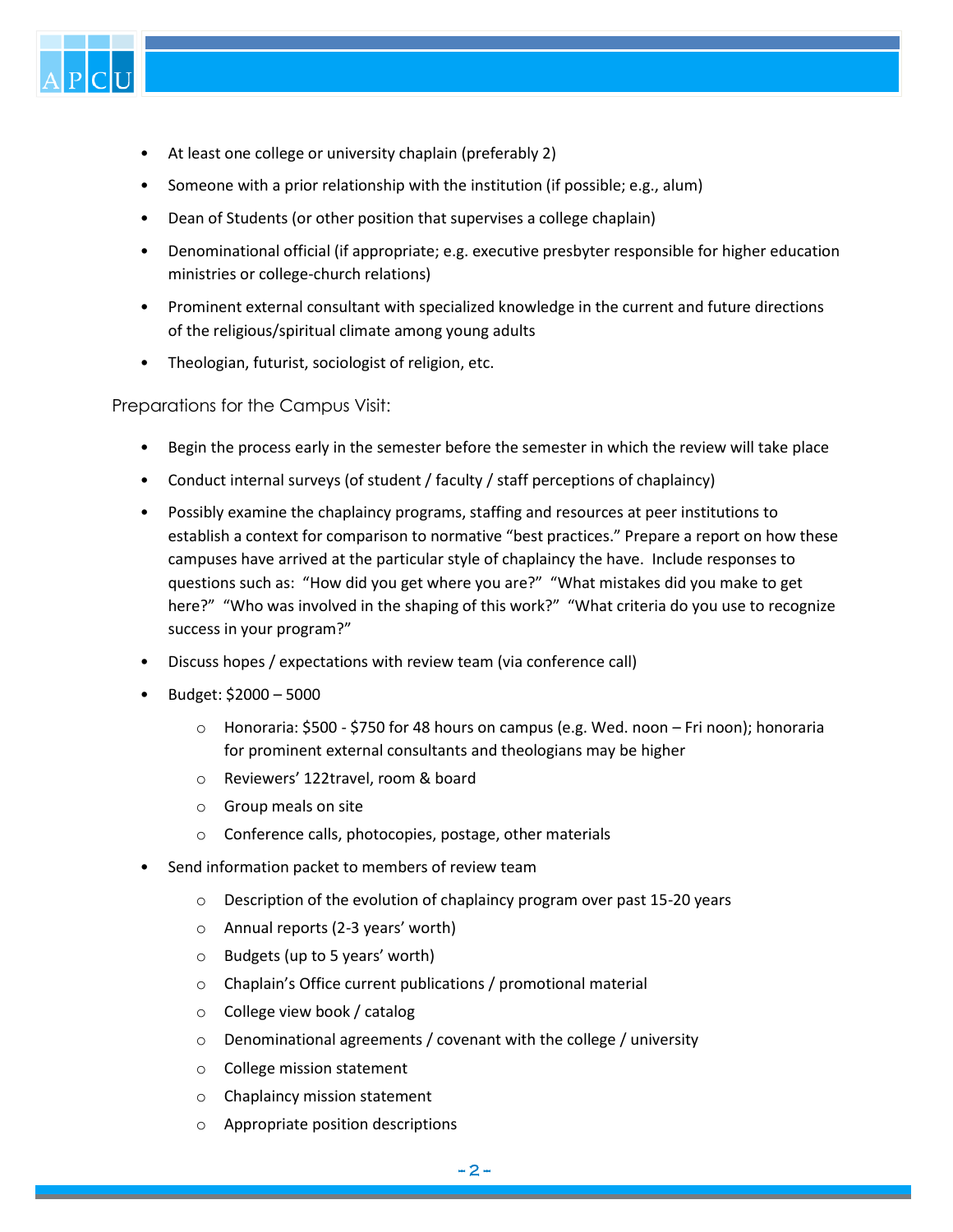- At least one college or university chaplain (preferably 2)
- Someone with a prior relationship with the institution (if possible; e.g., alum)
- Dean of Students (or other position that supervises a college chaplain)
- Denominational official (if appropriate; e.g. executive presbyter responsible for higher education ministries or college-church relations)
- Prominent external consultant with specialized knowledge in the current and future directions of the religious/spiritual climate among young adults
- Theologian, futurist, sociologist of religion, etc.

## Preparations for the Campus Visit:

- Begin the process early in the semester before the semester in which the review will take place
- Conduct internal surveys (of student / faculty / staff perceptions of chaplaincy)
- Possibly examine the chaplaincy programs, staffing and resources at peer institutions to establish a context for comparison to normative "best practices." Prepare a report on how these campuses have arrived at the particular style of chaplaincy the have. Include responses to questions such as: "How did you get where you are?" "What mistakes did you make to get here?" "Who was involved in the shaping of this work?" "What criteria do you use to recognize success in your program?"
- Discuss hopes / expectations with review team (via conference call)
- Budget: $2000 – 5000
  - Honoraria: $500 - $750 for 48 hours on campus (e.g. Wed. noon – Fri noon); honoraria for prominent external consultants and theologians may be higher
  - Reviewers' 122travel, room & board
  - Group meals on site
  - Conference calls, photocopies, postage, other materials
- Send information packet to members of review team
  - Description of the evolution of chaplaincy program over past 15-20 years
  - Annual reports (2-3 years' worth)
  - Budgets (up to 5 years' worth)
  - Chaplain's Office current publications / promotional material
  - College view book / catalog
  - Denominational agreements / covenant with the college / university
  - College mission statement
  - Chaplaincy mission statement
  - Appropriate position descriptions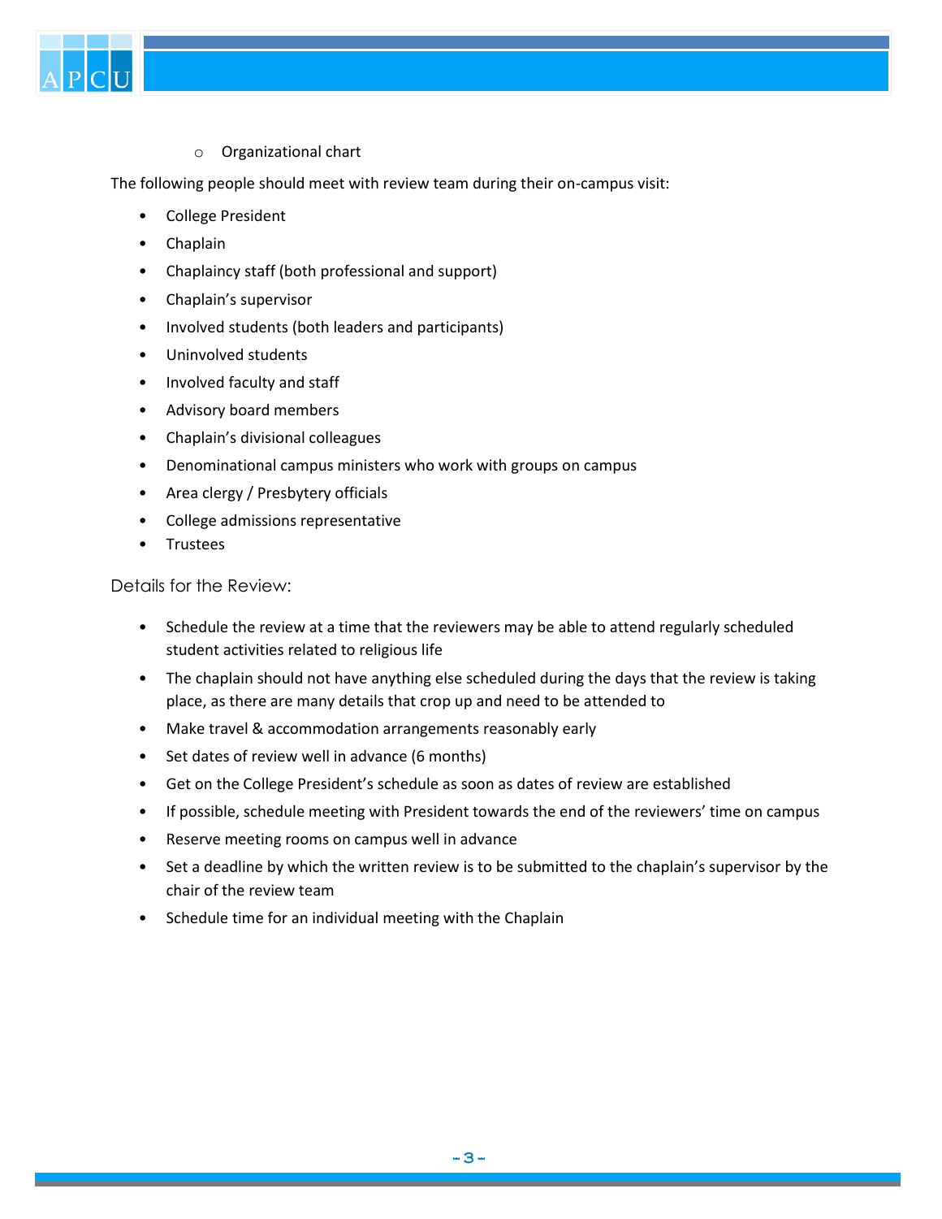- Organizational chart

The following people should meet with review team during their on-campus visit:

- College President
- Chaplain
- Chaplaincy staff (both professional and support)
- Chaplain's supervisor
- Involved students (both leaders and participants)
- Uninvolved students
- Involved faculty and staff
- Advisory board members
- Chaplain's divisional colleagues
- Denominational campus ministers who work with groups on campus
- Area clergy / Presbytery officials
- College admissions representative
- Trustees

## Details for the Review:

- Schedule the review at a time that the reviewers may be able to attend regularly scheduled student activities related to religious life
- The chaplain should not have anything else scheduled during the days that the review is taking place, as there are many details that crop up and need to be attended to
- Make travel & accommodation arrangements reasonably early
- Set dates of review well in advance (6 months)
- Get on the College President's schedule as soon as dates of review are established
- If possible, schedule meeting with President towards the end of the reviewers' time on campus
- Reserve meeting rooms on campus well in advance
- Set a deadline by which the written review is to be submitted to the chaplain's supervisor by the chair of the review team
- Schedule time for an individual meeting with the Chaplain